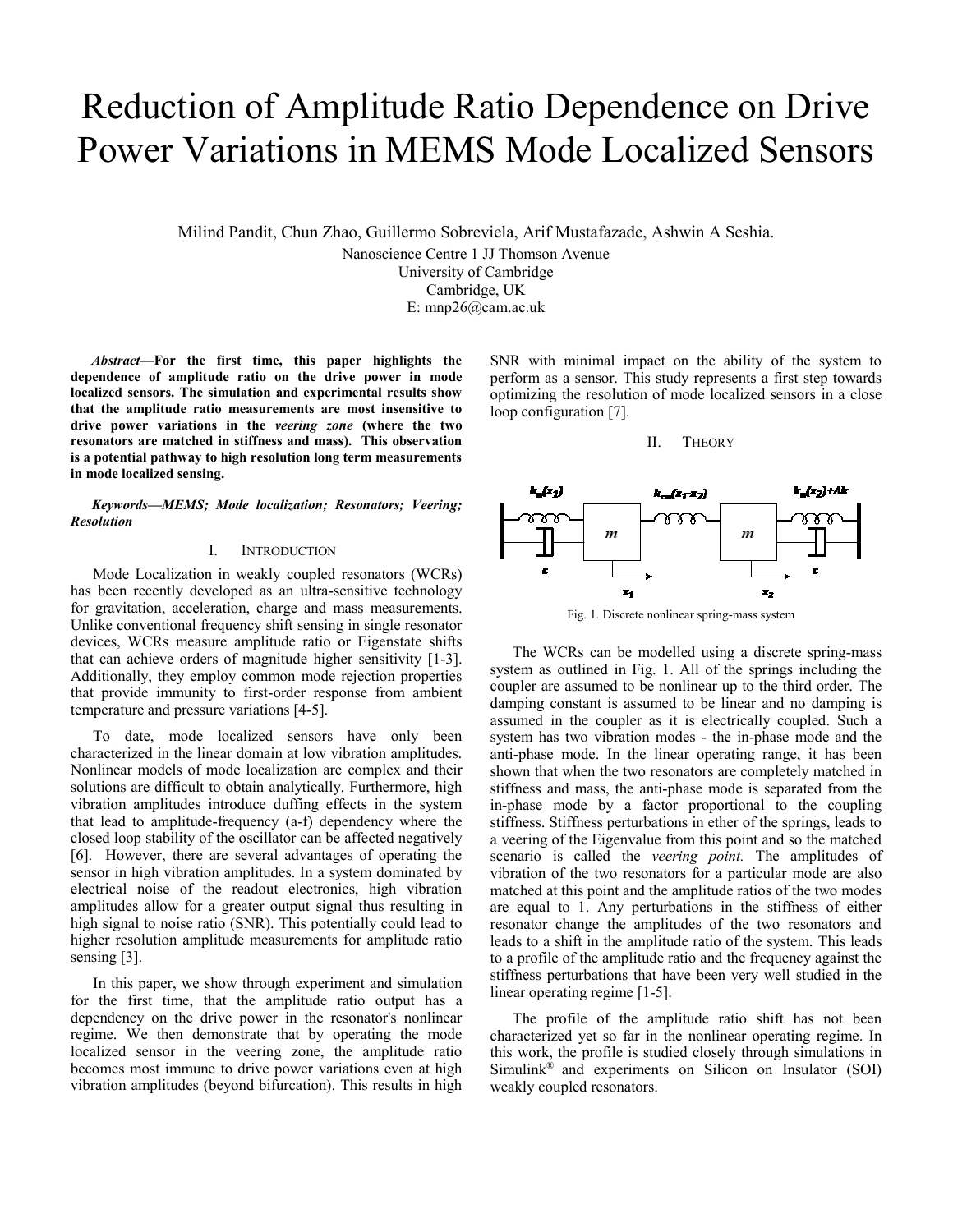# Reduction of Amplitude Ratio Dependence on Drive Power Variations in MEMS Mode Localized Sensors

Milind Pandit, Chun Zhao, Guillermo Sobreviela, Arif Mustafazade, Ashwin A Seshia.

Nanoscience Centre 1 JJ Thomson Avenue
University of Cambridge
Cambridge, UK
E: mnp26@cam.ac.uk

***Abstract*—For the first time, this paper highlights the dependence of amplitude ratio on the drive power in mode localized sensors. The simulation and experimental results show that the amplitude ratio measurements are most insensitive to drive power variations in the *veering zone* (where the two resonators are matched in stiffness and mass). This observation is a potential pathway to high resolution long term measurements in mode localized sensing.**

***Keywords—MEMS; Mode localization; Resonators; Veering; Resolution***

## I. Introduction

Mode Localization in weakly coupled resonators (WCRs) has been recently developed as an ultra-sensitive technology for gravitation, acceleration, charge and mass measurements. Unlike conventional frequency shift sensing in single resonator devices, WCRs measure amplitude ratio or Eigenstate shifts that can achieve orders of magnitude higher sensitivity [1-3]. Additionally, they employ common mode rejection properties that provide immunity to first-order response from ambient temperature and pressure variations [4-5].

To date, mode localized sensors have only been characterized in the linear domain at low vibration amplitudes. Nonlinear models of mode localization are complex and their solutions are difficult to obtain analytically. Furthermore, high vibration amplitudes introduce duffing effects in the system that lead to amplitude-frequency (a-f) dependency where the closed loop stability of the oscillator can be affected negatively [6]. However, there are several advantages of operating the sensor in high vibration amplitudes. In a system dominated by electrical noise of the readout electronics, high vibration amplitudes allow for a greater output signal thus resulting in high signal to noise ratio (SNR). This potentially could lead to higher resolution amplitude measurements for amplitude ratio sensing [3].

In this paper, we show through experiment and simulation for the first time, that the amplitude ratio output has a dependency on the drive power in the resonator's nonlinear regime. We then demonstrate that by operating the mode localized sensor in the veering zone, the amplitude ratio becomes most immune to drive power variations even at high vibration amplitudes (beyond bifurcation). This results in high SNR with minimal impact on the ability of the system to perform as a sensor. This study represents a first step towards optimizing the resolution of mode localized sensors in a close loop configuration [7].

## II. Theory

$k_m(x_1)$

$k_{cm}(x_1-x_2)$

$k_m(x_2)+\Delta k$

$m$

$m$

$c$

$c$

$x_1$

$x_2$

Fig. 1. Discrete nonlinear spring-mass system

The WCRs can be modelled using a discrete spring-mass system as outlined in Fig. 1. All of the springs including the coupler are assumed to be nonlinear up to the third order. The damping constant is assumed to be linear and no damping is assumed in the coupler as it is electrically coupled. Such a system has two vibration modes - the in-phase mode and the anti-phase mode. In the linear operating range, it has been shown that when the two resonators are completely matched in stiffness and mass, the anti-phase mode is separated from the in-phase mode by a factor proportional to the coupling stiffness. Stiffness perturbations in ether of the springs, leads to a veering of the Eigenvalue from this point and so the matched scenario is called the *veering point.* The amplitudes of vibration of the two resonators for a particular mode are also matched at this point and the amplitude ratios of the two modes are equal to 1. Any perturbations in the stiffness of either resonator change the amplitudes of the two resonators and leads to a shift in the amplitude ratio of the system. This leads to a profile of the amplitude ratio and the frequency against the stiffness perturbations that have been very well studied in the linear operating regime [1-5].

The profile of the amplitude ratio shift has not been characterized yet so far in the nonlinear operating regime. In this work, the profile is studied closely through simulations in Simulink® and experiments on Silicon on Insulator (SOI) weakly coupled resonators.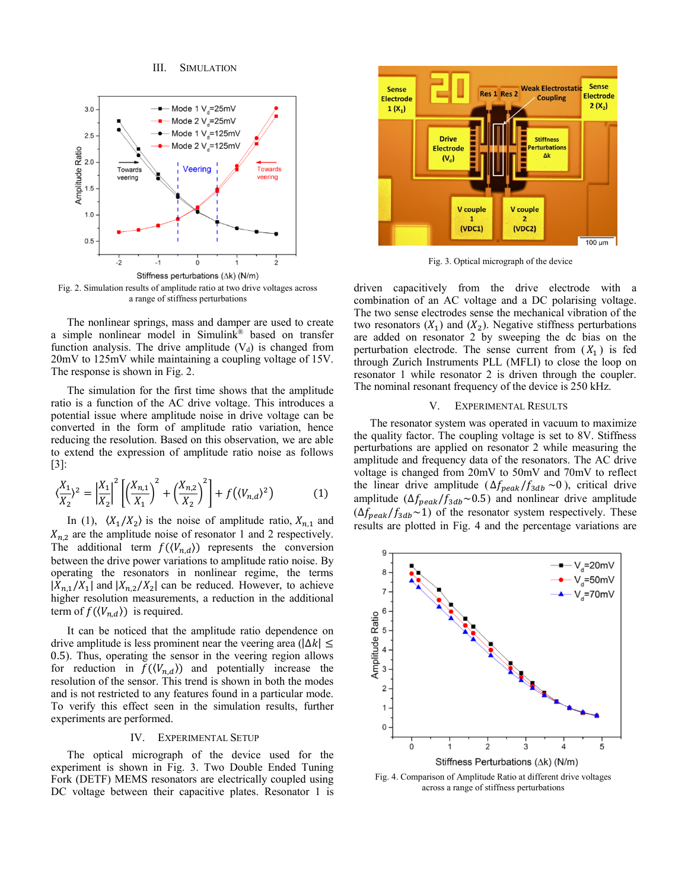## III. Simulation

3.0
2.5
2.0
1.5
1.0
0.5
Amplitude Ratio
Mode 1 $V_d$=25mV
Mode 2 $V_d$=25mV
Mode 1 $V_d$=125mV
Mode 2 $V_d$=125mV
Towards veering
Veering
Towards veering
-2 -1 0 1 2
Stiffness perturbations (Δk) (N/m)

Fig. 2. Simulation results of amplitude ratio at two drive voltages across a range of stiffness perturbations

The nonlinear springs, mass and damper are used to create a simple nonlinear model in Simulink® based on transfer function analysis. The drive amplitude ($V_d$) is changed from 20mV to 125mV while maintaining a coupling voltage of 15V. The response is shown in Fig. 2.

The simulation for the first time shows that the amplitude ratio is a function of the AC drive voltage. This introduces a potential issue where amplitude noise in drive voltage can be converted in the form of amplitude ratio variation, hence reducing the resolution. Based on this observation, we are able to extend the expression of amplitude ratio noise as follows [3]:

$$\langle\frac{X_1}{X_2}\rangle^2 = \left|\frac{X_1}{X_2}\right|^2\left[\left(\frac{X_{n,1}}{X_1}\right)^2 + \left(\frac{X_{n,2}}{X_2}\right)^2\right] + f(\langle V_{n,d}\rangle^2) \qquad (1)$$

In (1), $\langle X_1/X_2\rangle$ is the noise of amplitude ratio, $X_{n,1}$ and $X_{n,2}$ are the amplitude noise of resonator 1 and 2 respectively. The additional term $f(\langle V_{n,d}\rangle)$ represents the conversion between the drive power variations to amplitude ratio noise. By operating the resonators in nonlinear regime, the terms $|X_{n,1}/X_1|$ and $|X_{n,2}/X_2|$ can be reduced. However, to achieve higher resolution measurements, a reduction in the additional term of $f(\langle V_{n,d}\rangle)$ is required.

It can be noticed that the amplitude ratio dependence on drive amplitude is less prominent near the veering area ($|\Delta k| \leq 0.5$). Thus, operating the sensor in the veering region allows for reduction in $f(\langle V_{n,d}\rangle)$ and potentially increase the resolution of the sensor. This trend is shown in both the modes and is not restricted to any features found in a particular mode. To verify this effect seen in the simulation results, further experiments are performed.

## IV. Experimental Setup

The optical micrograph of the device used for the experiment is shown in Fig. 3. Two Double Ended Tuning Fork (DETF) MEMS resonators are electrically coupled using DC voltage between their capacitive plates. Resonator 1 is driven capacitively from the drive electrode with a combination of an AC voltage and a DC polarising voltage. The two sense electrodes sense the mechanical vibration of the two resonators ($X_1$) and ($X_2$). Negative stiffness perturbations are added on resonator 2 by sweeping the dc bias on the perturbation electrode. The sense current from ($X_1$) is fed through Zurich Instruments PLL (MFLI) to close the loop on resonator 1 while resonator 2 is driven through the coupler. The nominal resonant frequency of the device is 250 kHz.

Sense Electrode 1 ($X_1$)
Res 1 Res 2
Weak Electrostatic Coupling
Sense Electrode 2 ($X_2$)
Drive Electrode ($V_d$)
Stiffness Perturbations Δk
V couple 1 (VDC1)
V couple 2 (VDC2)
100 µm

Fig. 3. Optical micrograph of the device

## V. Experimental Results

The resonator system was operated in vacuum to maximize the quality factor. The coupling voltage is set to 8V. Stiffness perturbations are applied on resonator 2 while measuring the amplitude and frequency data of the resonators. The AC drive voltage is changed from 20mV to 50mV and 70mV to reflect the linear drive amplitude ($\Delta f_{peak}/f_{3db} \sim 0$), critical drive amplitude ($\Delta f_{peak}/f_{3db} \sim 0.5$) and nonlinear drive amplitude ($\Delta f_{peak}/f_{3db} \sim 1$) of the resonator system respectively. These results are plotted in Fig. 4 and the percentage variations are

9
8
7
6
5
4
3
2
1
0
Amplitude Ratio
$V_d$=20mV
$V_d$=50mV
$V_d$=70mV
0 1 2 3 4 5
Stiffness Perturbations (Δk) (N/m)

Fig. 4. Comparison of Amplitude Ratio at different drive voltages across a range of stiffness perturbations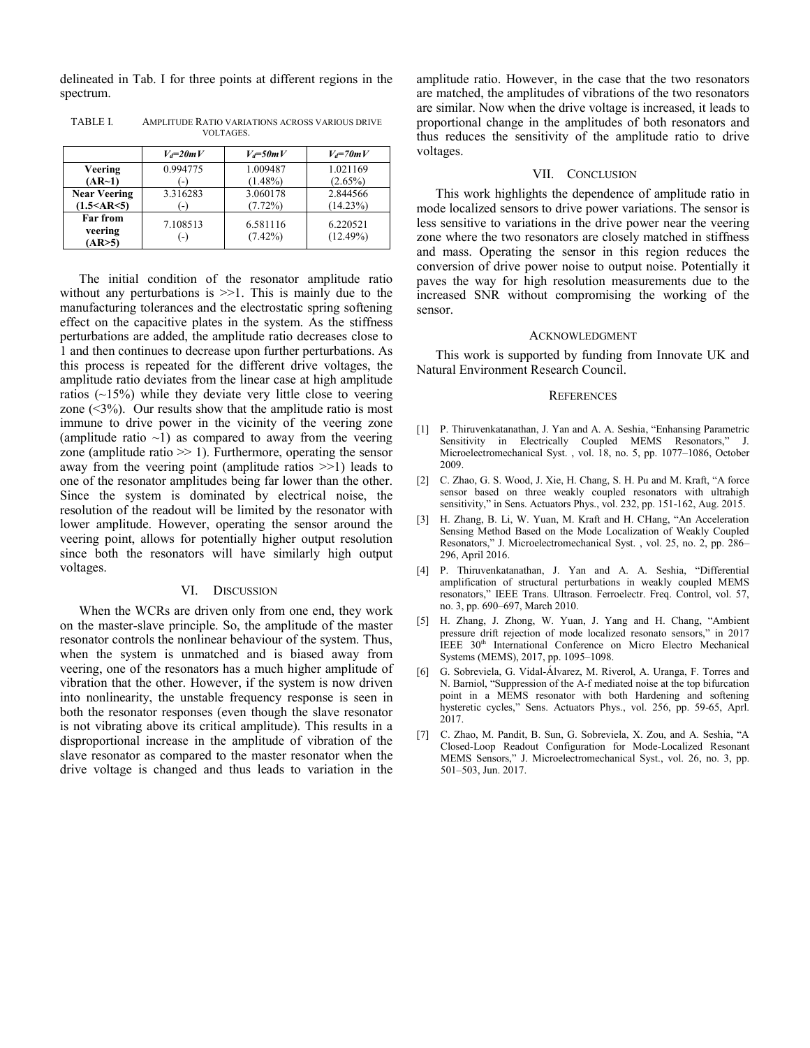delineated in Tab. I for three points at different regions in the spectrum.

TABLE I. AMPLITUDE RATIO VARIATIONS ACROSS VARIOUS DRIVE VOLTAGES.

| | $V_d$=20mV | $V_d$=50mV | $V_d$=70mV |
|---|---|---|---|
| **Veering (AR~1)** | 0.994775 (-) | 1.009487 (1.48%) | 1.021169 (2.65%) |
| **Near Veering (1.5<AR<5)** | 3.316283 (-) | 3.060178 (7.72%) | 2.844566 (14.23%) |
| **Far from veering (AR>5)** | 7.108513 (-) | 6.581116 (7.42%) | 6.220521 (12.49%) |

The initial condition of the resonator amplitude ratio without any perturbations is >>1. This is mainly due to the manufacturing tolerances and the electrostatic spring softening effect on the capacitive plates in the system. As the stiffness perturbations are added, the amplitude ratio decreases close to 1 and then continues to decrease upon further perturbations. As this process is repeated for the different drive voltages, the amplitude ratio deviates from the linear case at high amplitude ratios (~15%) while they deviate very little close to veering zone (<3%). Our results show that the amplitude ratio is most immune to drive power in the vicinity of the veering zone (amplitude ratio ~1) as compared to away from the veering zone (amplitude ratio >> 1). Furthermore, operating the sensor away from the veering point (amplitude ratios >>1) leads to one of the resonator amplitudes being far lower than the other. Since the system is dominated by electrical noise, the resolution of the readout will be limited by the resonator with lower amplitude. However, operating the sensor around the veering point, allows for potentially higher output resolution since both the resonators will have similarly high output voltages.

## VI. DISCUSSION

When the WCRs are driven only from one end, they work on the master-slave principle. So, the amplitude of the master resonator controls the nonlinear behaviour of the system. Thus, when the system is unmatched and is biased away from veering, one of the resonators has a much higher amplitude of vibration that the other. However, if the system is now driven into nonlinearity, the unstable frequency response is seen in both the resonator responses (even though the slave resonator is not vibrating above its critical amplitude). This results in a disproportional increase in the amplitude of vibration of the slave resonator as compared to the master resonator when the drive voltage is changed and thus leads to variation in the amplitude ratio. However, in the case that the two resonators are matched, the amplitudes of vibrations of the two resonators are similar. Now when the drive voltage is increased, it leads to proportional change in the amplitudes of both resonators and thus reduces the sensitivity of the amplitude ratio to drive voltages.

## VII. CONCLUSION

This work highlights the dependence of amplitude ratio in mode localized sensors to drive power variations. The sensor is less sensitive to variations in the drive power near the veering zone where the two resonators are closely matched in stiffness and mass. Operating the sensor in this region reduces the conversion of drive power noise to output noise. Potentially it paves the way for high resolution measurements due to the increased SNR without compromising the working of the sensor.

## ACKNOWLEDGMENT

This work is supported by funding from Innovate UK and Natural Environment Research Council.

## REFERENCES

[1] P. Thiruvenkatanathan, J. Yan and A. A. Seshia, "Enhansing Parametric Sensitivity in Electrically Coupled MEMS Resonators," J. Microelectromechanical Syst. , vol. 18, no. 5, pp. 1077–1086, October 2009.

[2] C. Zhao, G. S. Wood, J. Xie, H. Chang, S. H. Pu and M. Kraft, "A force sensor based on three weakly coupled resonators with ultrahigh sensitivity," in Sens. Actuators Phys., vol. 232, pp. 151-162, Aug. 2015.

[3] H. Zhang, B. Li, W. Yuan, M. Kraft and H. CHang, "An Acceleration Sensing Method Based on the Mode Localization of Weakly Coupled Resonators," J. Microelectromechanical Syst. , vol. 25, no. 2, pp. 286–296, April 2016.

[4] P. Thiruvenkatanathan, J. Yan and A. A. Seshia, "Differential amplification of structural perturbations in weakly coupled MEMS resonators," IEEE Trans. Ultrason. Ferroelectr. Freq. Control, vol. 57, no. 3, pp. 690–697, March 2010.

[5] H. Zhang, J. Zhong, W. Yuan, J. Yang and H. Chang, "Ambient pressure drift rejection of mode localized resonato sensors," in 2017 IEEE 30th International Conference on Micro Electro Mechanical Systems (MEMS), 2017, pp. 1095–1098.

[6] G. Sobreviela, G. Vidal-Álvarez, M. Riverol, A. Uranga, F. Torres and N. Barniol, "Suppression of the A-f mediated noise at the top bifurcation point in a MEMS resonator with both Hardening and softening hysteretic cycles," Sens. Actuators Phys., vol. 256, pp. 59-65, Aprl. 2017.

[7] C. Zhao, M. Pandit, B. Sun, G. Sobreviela, X. Zou, and A. Seshia, "A Closed-Loop Readout Configuration for Mode-Localized Resonant MEMS Sensors," J. Microelectromechanical Syst., vol. 26, no. 3, pp. 501–503, Jun. 2017.